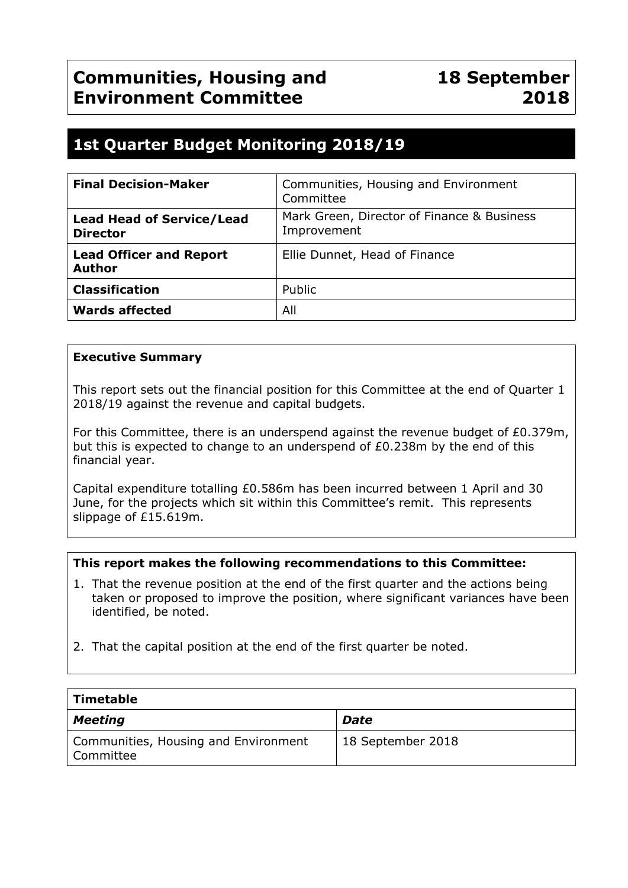# Communities, Housing and Environment Committee

# 18 September 2018

## 1st Quarter Budget Monitoring 2018/19

| | |
|---|---|
| **Final Decision-Maker** | Communities, Housing and Environment Committee |
| **Lead Head of Service/Lead Director** | Mark Green, Director of Finance & Business Improvement |
| **Lead Officer and Report Author** | Ellie Dunnet, Head of Finance |
| **Classification** | Public |
| **Wards affected** | All |

**Executive Summary**

This report sets out the financial position for this Committee at the end of Quarter 1 2018/19 against the revenue and capital budgets.

For this Committee, there is an underspend against the revenue budget of £0.379m, but this is expected to change to an underspend of £0.238m by the end of this financial year.

Capital expenditure totalling £0.586m has been incurred between 1 April and 30 June, for the projects which sit within this Committee's remit. This represents slippage of £15.619m.

**This report makes the following recommendations to this Committee:**

1. That the revenue position at the end of the first quarter and the actions being taken or proposed to improve the position, where significant variances have been identified, be noted.

2. That the capital position at the end of the first quarter be noted.

| **Timetable** | |
|---|---|
| ***Meeting*** | ***Date*** |
| Communities, Housing and Environment Committee | 18 September 2018 |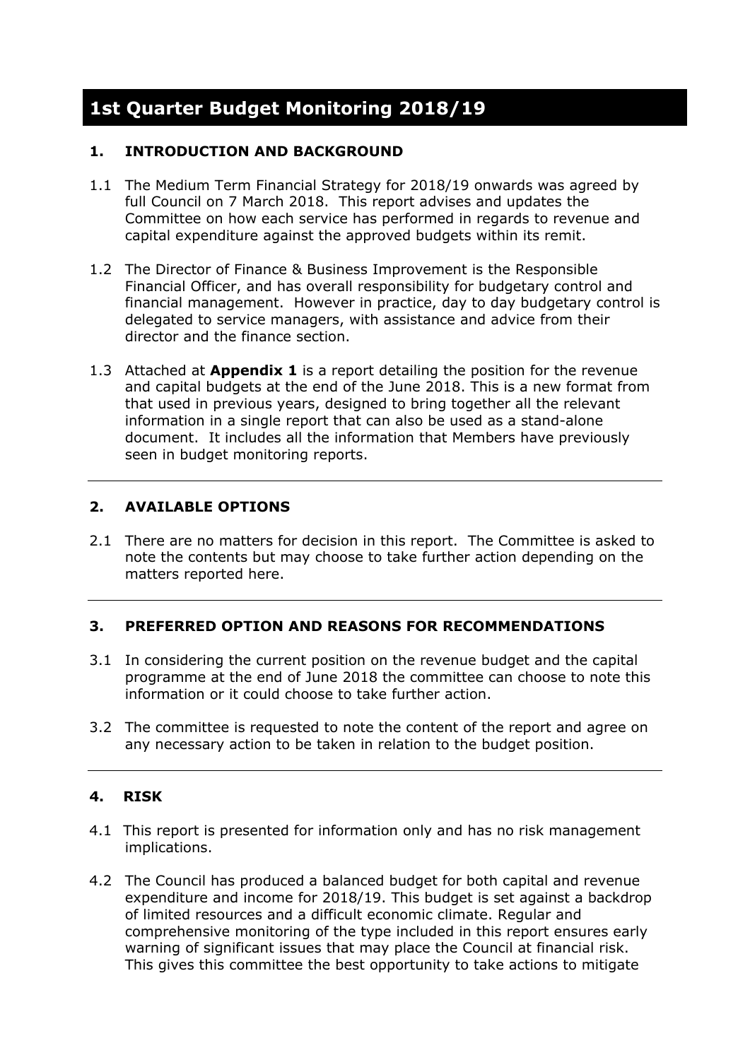# 1st Quarter Budget Monitoring 2018/19

## 1. INTRODUCTION AND BACKGROUND

1.1 The Medium Term Financial Strategy for 2018/19 onwards was agreed by full Council on 7 March 2018. This report advises and updates the Committee on how each service has performed in regards to revenue and capital expenditure against the approved budgets within its remit.

1.2 The Director of Finance & Business Improvement is the Responsible Financial Officer, and has overall responsibility for budgetary control and financial management. However in practice, day to day budgetary control is delegated to service managers, with assistance and advice from their director and the finance section.

1.3 Attached at **Appendix 1** is a report detailing the position for the revenue and capital budgets at the end of the June 2018. This is a new format from that used in previous years, designed to bring together all the relevant information in a single report that can also be used as a stand-alone document. It includes all the information that Members have previously seen in budget monitoring reports.

---

## 2. AVAILABLE OPTIONS

2.1 There are no matters for decision in this report. The Committee is asked to note the contents but may choose to take further action depending on the matters reported here.

---

## 3. PREFERRED OPTION AND REASONS FOR RECOMMENDATIONS

3.1 In considering the current position on the revenue budget and the capital programme at the end of June 2018 the committee can choose to note this information or it could choose to take further action.

3.2 The committee is requested to note the content of the report and agree on any necessary action to be taken in relation to the budget position.

---

## 4. RISK

4.1 This report is presented for information only and has no risk management implications.

4.2 The Council has produced a balanced budget for both capital and revenue expenditure and income for 2018/19. This budget is set against a backdrop of limited resources and a difficult economic climate. Regular and comprehensive monitoring of the type included in this report ensures early warning of significant issues that may place the Council at financial risk. This gives this committee the best opportunity to take actions to mitigate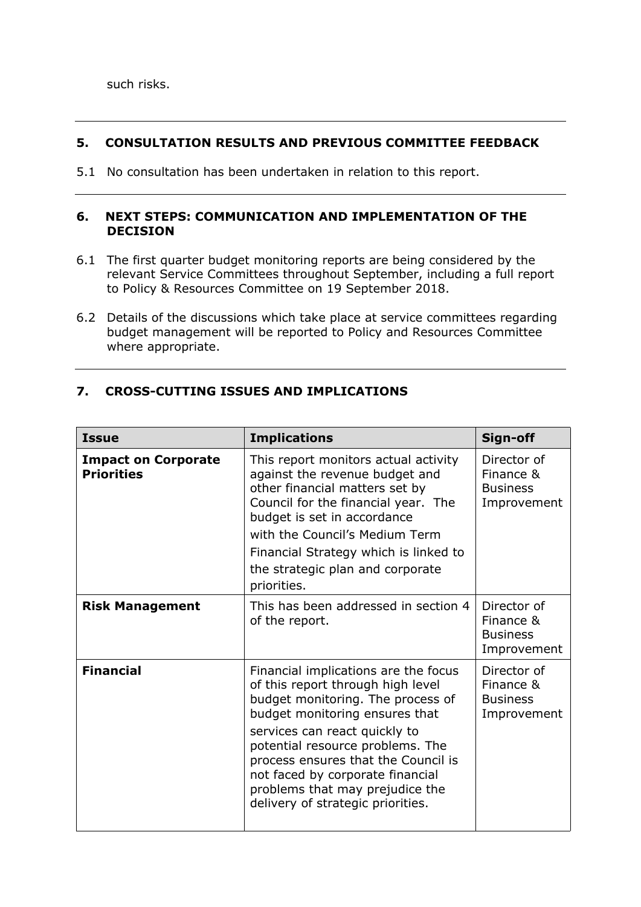such risks.

## 5. CONSULTATION RESULTS AND PREVIOUS COMMITTEE FEEDBACK

5.1 No consultation has been undertaken in relation to this report.

## 6. NEXT STEPS: COMMUNICATION AND IMPLEMENTATION OF THE DECISION

6.1 The first quarter budget monitoring reports are being considered by the relevant Service Committees throughout September, including a full report to Policy & Resources Committee on 19 September 2018.

6.2 Details of the discussions which take place at service committees regarding budget management will be reported to Policy and Resources Committee where appropriate.

## 7. CROSS-CUTTING ISSUES AND IMPLICATIONS

| **Issue** | **Implications** | **Sign-off** |
|---|---|---|
| **Impact on Corporate Priorities** | This report monitors actual activity against the revenue budget and other financial matters set by Council for the financial year. The budget is set in accordance with the Council's Medium Term Financial Strategy which is linked to the strategic plan and corporate priorities. | Director of Finance & Business Improvement |
| **Risk Management** | This has been addressed in section 4 of the report. | Director of Finance & Business Improvement |
| **Financial** | Financial implications are the focus of this report through high level budget monitoring. The process of budget monitoring ensures that services can react quickly to potential resource problems. The process ensures that the Council is not faced by corporate financial problems that may prejudice the delivery of strategic priorities. | Director of Finance & Business Improvement |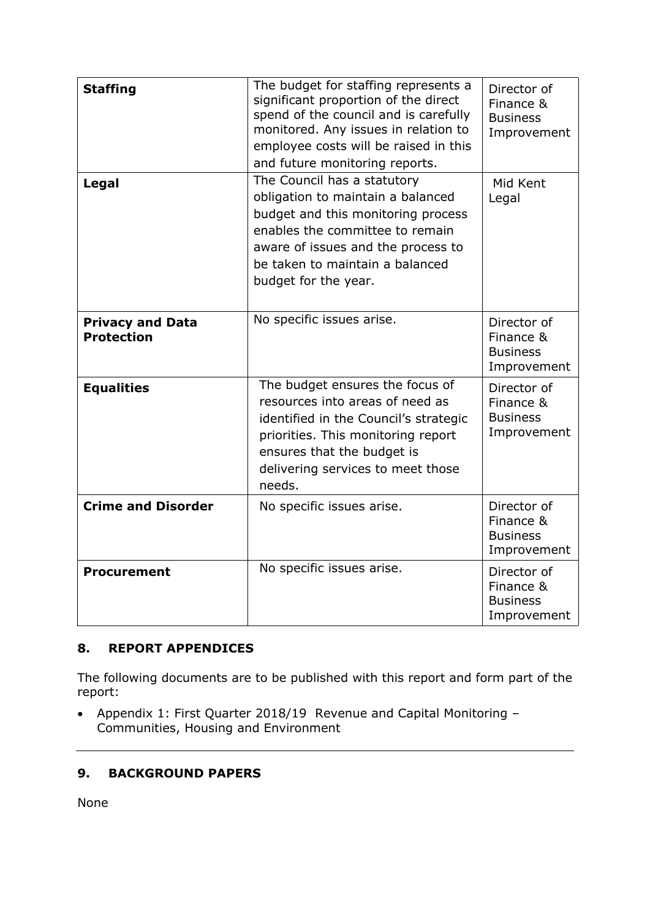| | | |
|---|---|---|
| **Staffing** | The budget for staffing represents a significant proportion of the direct spend of the council and is carefully monitored. Any issues in relation to employee costs will be raised in this and future monitoring reports. | Director of Finance & Business Improvement |
| **Legal** | The Council has a statutory obligation to maintain a balanced budget and this monitoring process enables the committee to remain aware of issues and the process to be taken to maintain a balanced budget for the year. | Mid Kent Legal |
| **Privacy and Data Protection** | No specific issues arise. | Director of Finance & Business Improvement |
| **Equalities** | The budget ensures the focus of resources into areas of need as identified in the Council's strategic priorities. This monitoring report ensures that the budget is delivering services to meet those needs. | Director of Finance & Business Improvement |
| **Crime and Disorder** | No specific issues arise. | Director of Finance & Business Improvement |
| **Procurement** | No specific issues arise. | Director of Finance & Business Improvement |

## 8. REPORT APPENDICES

The following documents are to be published with this report and form part of the report:

- Appendix 1: First Quarter 2018/19 Revenue and Capital Monitoring – Communities, Housing and Environment

## 9. BACKGROUND PAPERS

None